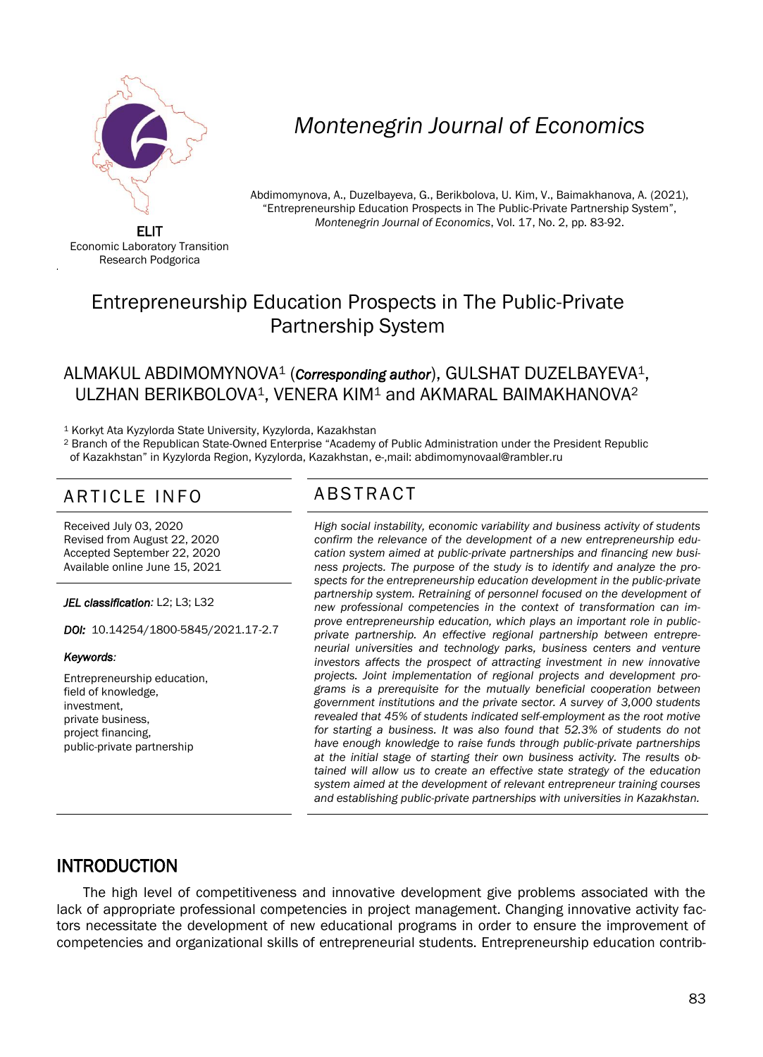ELIT
Economic Laboratory Transition Research Podgorica

*Montenegrin Journal of Economics*

Abdimomynova, A., Duzelbayeva, G., Berikbolova, U. Kim, V., Baimakhanova, A. (2021), "Entrepreneurship Education Prospects in The Public-Private Partnership System", *Montenegrin Journal of Economics*, Vol. 17, No. 2, pp. 83-92.

# Entrepreneurship Education Prospects in The Public-Private Partnership System

ALMAKUL ABDIMOMYNOVA[1] (***Corresponding author***), GULSHAT DUZELBAYEVA[1], ULZHAN BERIKBOLOVA[1], VENERA KIM[1] and AKMARAL BAIMAKHANOVA[2]

[1] Korkyt Ata Kyzylorda State University, Kyzylorda, Kazakhstan
[2] Branch of the Republican State-Owned Enterprise "Academy of Public Administration under the President Republic of Kazakhstan" in Kyzylorda Region, Kyzylorda, Kazakhstan, e-,mail: abdimomynovaal@rambler.ru

## ARTICLE INFO

Received July 03, 2020
Revised from August 22, 2020
Accepted September 22, 2020
Available online June 15, 2021

***JEL classification:*** L2; L3; L32

***DOI:*** 10.14254/1800-5845/2021.17-2.7

***Keywords:***

Entrepreneurship education,
field of knowledge,
investment,
private business,
project financing,
public-private partnership

## ABSTRACT

*High social instability, economic variability and business activity of students confirm the relevance of the development of a new entrepreneurship education system aimed at public-private partnerships and financing new business projects. The purpose of the study is to identify and analyze the prospects for the entrepreneurship education development in the public-private partnership system. Retraining of personnel focused on the development of new professional competencies in the context of transformation can improve entrepreneurship education, which plays an important role in public-private partnership. An effective regional partnership between entrepreneurial universities and technology parks, business centers and venture investors affects the prospect of attracting investment in new innovative projects. Joint implementation of regional projects and development programs is a prerequisite for the mutually beneficial cooperation between government institutions and the private sector. A survey of 3,000 students revealed that 45% of students indicated self-employment as the root motive for starting a business. It was also found that 52.3% of students do not have enough knowledge to raise funds through public-private partnerships at the initial stage of starting their own business activity. The results obtained will allow us to create an effective state strategy of the education system aimed at the development of relevant entrepreneur training courses and establishing public-private partnerships with universities in Kazakhstan.*

## INTRODUCTION

The high level of competitiveness and innovative development give problems associated with the lack of appropriate professional competencies in project management. Changing innovative activity factors necessitate the development of new educational programs in order to ensure the improvement of competencies and organizational skills of entrepreneurial students. Entrepreneurship education contrib-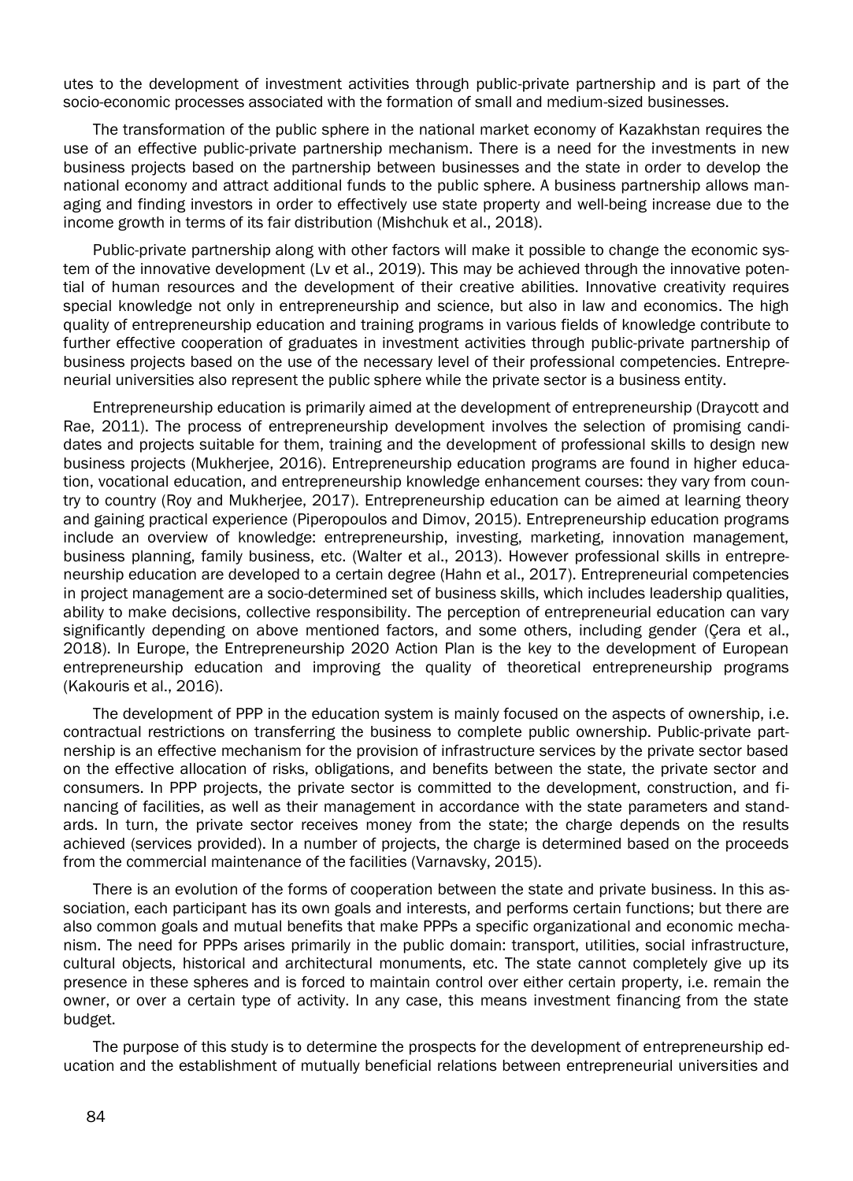utes to the development of investment activities through public-private partnership and is part of the socio-economic processes associated with the formation of small and medium-sized businesses.

The transformation of the public sphere in the national market economy of Kazakhstan requires the use of an effective public-private partnership mechanism. There is a need for the investments in new business projects based on the partnership between businesses and the state in order to develop the national economy and attract additional funds to the public sphere. A business partnership allows managing and finding investors in order to effectively use state property and well-being increase due to the income growth in terms of its fair distribution (Mishchuk et al., 2018).

Public-private partnership along with other factors will make it possible to change the economic system of the innovative development (Lv et al., 2019). This may be achieved through the innovative potential of human resources and the development of their creative abilities. Innovative creativity requires special knowledge not only in entrepreneurship and science, but also in law and economics. The high quality of entrepreneurship education and training programs in various fields of knowledge contribute to further effective cooperation of graduates in investment activities through public-private partnership of business projects based on the use of the necessary level of their professional competencies. Entrepreneurial universities also represent the public sphere while the private sector is a business entity.

Entrepreneurship education is primarily aimed at the development of entrepreneurship (Draycott and Rae, 2011). The process of entrepreneurship development involves the selection of promising candidates and projects suitable for them, training and the development of professional skills to design new business projects (Mukherjee, 2016). Entrepreneurship education programs are found in higher education, vocational education, and entrepreneurship knowledge enhancement courses: they vary from country to country (Roy and Mukherjee, 2017). Entrepreneurship education can be aimed at learning theory and gaining practical experience (Piperopoulos and Dimov, 2015). Entrepreneurship education programs include an overview of knowledge: entrepreneurship, investing, marketing, innovation management, business planning, family business, etc. (Walter et al., 2013). However professional skills in entrepreneurship education are developed to a certain degree (Hahn et al., 2017). Entrepreneurial competencies in project management are a socio-determined set of business skills, which includes leadership qualities, ability to make decisions, collective responsibility. The perception of entrepreneurial education can vary significantly depending on above mentioned factors, and some others, including gender (Çera et al., 2018). In Europe, the Entrepreneurship 2020 Action Plan is the key to the development of European entrepreneurship education and improving the quality of theoretical entrepreneurship programs (Kakouris et al., 2016).

The development of PPP in the education system is mainly focused on the aspects of ownership, i.e. contractual restrictions on transferring the business to complete public ownership. Public-private partnership is an effective mechanism for the provision of infrastructure services by the private sector based on the effective allocation of risks, obligations, and benefits between the state, the private sector and consumers. In PPP projects, the private sector is committed to the development, construction, and financing of facilities, as well as their management in accordance with the state parameters and standards. In turn, the private sector receives money from the state; the charge depends on the results achieved (services provided). In a number of projects, the charge is determined based on the proceeds from the commercial maintenance of the facilities (Varnavsky, 2015).

There is an evolution of the forms of cooperation between the state and private business. In this association, each participant has its own goals and interests, and performs certain functions; but there are also common goals and mutual benefits that make PPPs a specific organizational and economic mechanism. The need for PPPs arises primarily in the public domain: transport, utilities, social infrastructure, cultural objects, historical and architectural monuments, etc. The state cannot completely give up its presence in these spheres and is forced to maintain control over either certain property, i.e. remain the owner, or over a certain type of activity. In any case, this means investment financing from the state budget.

The purpose of this study is to determine the prospects for the development of entrepreneurship education and the establishment of mutually beneficial relations between entrepreneurial universities and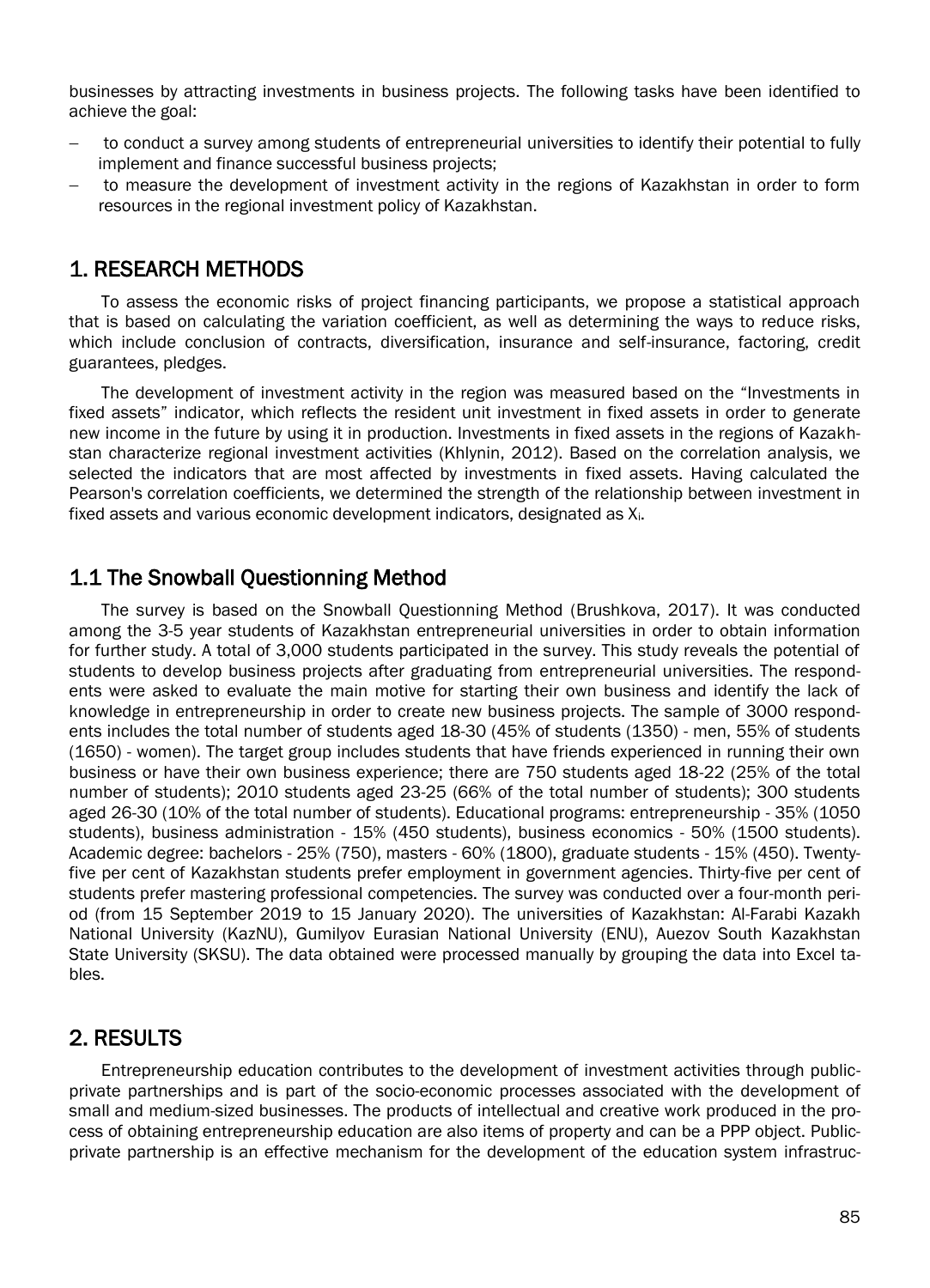businesses by attracting investments in business projects. The following tasks have been identified to achieve the goal:

- to conduct a survey among students of entrepreneurial universities to identify their potential to fully implement and finance successful business projects;
- to measure the development of investment activity in the regions of Kazakhstan in order to form resources in the regional investment policy of Kazakhstan.

## 1. RESEARCH METHODS

To assess the economic risks of project financing participants, we propose a statistical approach that is based on calculating the variation coefficient, as well as determining the ways to reduce risks, which include conclusion of contracts, diversification, insurance and self-insurance, factoring, credit guarantees, pledges.

The development of investment activity in the region was measured based on the “Investments in fixed assets” indicator, which reflects the resident unit investment in fixed assets in order to generate new income in the future by using it in production. Investments in fixed assets in the regions of Kazakhstan characterize regional investment activities (Khlynin, 2012). Based on the correlation analysis, we selected the indicators that are most affected by investments in fixed assets. Having calculated the Pearson's correlation coefficients, we determined the strength of the relationship between investment in fixed assets and various economic development indicators, designated as $X_i$.

### 1.1 The Snowball Questionning Method

The survey is based on the Snowball Questionning Method (Brushkova, 2017). It was conducted among the 3-5 year students of Kazakhstan entrepreneurial universities in order to obtain information for further study. A total of 3,000 students participated in the survey. This study reveals the potential of students to develop business projects after graduating from entrepreneurial universities. The respondents were asked to evaluate the main motive for starting their own business and identify the lack of knowledge in entrepreneurship in order to create new business projects. The sample of 3000 respondents includes the total number of students aged 18-30 (45% of students (1350) - men, 55% of students (1650) - women). The target group includes students that have friends experienced in running their own business or have their own business experience; there are 750 students aged 18-22 (25% of the total number of students); 2010 students aged 23-25 (66% of the total number of students); 300 students aged 26-30 (10% of the total number of students). Educational programs: entrepreneurship - 35% (1050 students), business administration - 15% (450 students), business economics - 50% (1500 students). Academic degree: bachelors - 25% (750), masters - 60% (1800), graduate students - 15% (450). Twenty-five per cent of Kazakhstan students prefer employment in government agencies. Thirty-five per cent of students prefer mastering professional competencies. The survey was conducted over a four-month period (from 15 September 2019 to 15 January 2020). The universities of Kazakhstan: Al-Farabi Kazakh National University (KazNU), Gumilyov Eurasian National University (ENU), Auezov South Kazakhstan State University (SKSU). The data obtained were processed manually by grouping the data into Excel tables.

## 2. RESULTS

Entrepreneurship education contributes to the development of investment activities through public-private partnerships and is part of the socio-economic processes associated with the development of small and medium-sized businesses. The products of intellectual and creative work produced in the process of obtaining entrepreneurship education are also items of property and can be a PPP object. Public-private partnership is an effective mechanism for the development of the education system infrastruc-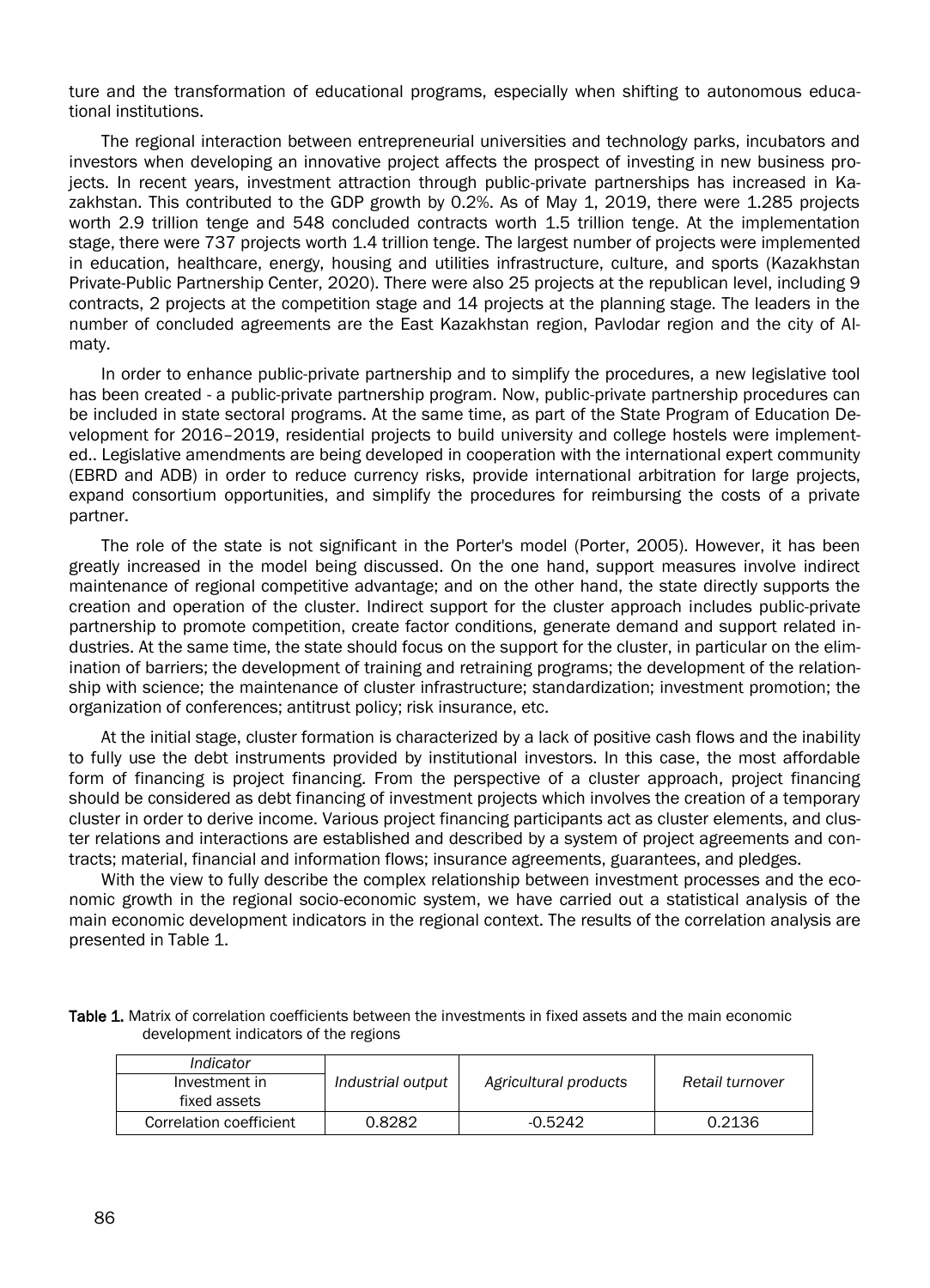ture and the transformation of educational programs, especially when shifting to autonomous educational institutions.

The regional interaction between entrepreneurial universities and technology parks, incubators and investors when developing an innovative project affects the prospect of investing in new business projects. In recent years, investment attraction through public-private partnerships has increased in Kazakhstan. This contributed to the GDP growth by 0.2%. As of May 1, 2019, there were 1.285 projects worth 2.9 trillion tenge and 548 concluded contracts worth 1.5 trillion tenge. At the implementation stage, there were 737 projects worth 1.4 trillion tenge. The largest number of projects were implemented in education, healthcare, energy, housing and utilities infrastructure, culture, and sports (Kazakhstan Private-Public Partnership Center, 2020). There were also 25 projects at the republican level, including 9 contracts, 2 projects at the competition stage and 14 projects at the planning stage. The leaders in the number of concluded agreements are the East Kazakhstan region, Pavlodar region and the city of Almaty.

In order to enhance public-private partnership and to simplify the procedures, a new legislative tool has been created - a public-private partnership program. Now, public-private partnership procedures can be included in state sectoral programs. At the same time, as part of the State Program of Education Development for 2016–2019, residential projects to build university and college hostels were implemented.. Legislative amendments are being developed in cooperation with the international expert community (EBRD and ADB) in order to reduce currency risks, provide international arbitration for large projects, expand consortium opportunities, and simplify the procedures for reimbursing the costs of a private partner.

The role of the state is not significant in the Porter's model (Porter, 2005). However, it has been greatly increased in the model being discussed. On the one hand, support measures involve indirect maintenance of regional competitive advantage; and on the other hand, the state directly supports the creation and operation of the cluster. Indirect support for the cluster approach includes public-private partnership to promote competition, create factor conditions, generate demand and support related industries. At the same time, the state should focus on the support for the cluster, in particular on the elimination of barriers; the development of training and retraining programs; the development of the relationship with science; the maintenance of cluster infrastructure; standardization; investment promotion; the organization of conferences; antitrust policy; risk insurance, etc.

At the initial stage, cluster formation is characterized by a lack of positive cash flows and the inability to fully use the debt instruments provided by institutional investors. In this case, the most affordable form of financing is project financing. From the perspective of a cluster approach, project financing should be considered as debt financing of investment projects which involves the creation of a temporary cluster in order to derive income. Various project financing participants act as cluster elements, and cluster relations and interactions are established and described by a system of project agreements and contracts; material, financial and information flows; insurance agreements, guarantees, and pledges.

With the view to fully describe the complex relationship between investment processes and the economic growth in the regional socio-economic system, we have carried out a statistical analysis of the main economic development indicators in the regional context. The results of the correlation analysis are presented in Table 1.

**Table 1.** Matrix of correlation coefficients between the investments in fixed assets and the main economic development indicators of the regions

| *Indicator* Investment in fixed assets | *Industrial output* | *Agricultural products* | *Retail turnover* |
|---|---|---|---|
| Correlation coefficient | 0.8282 | -0.5242 | 0.2136 |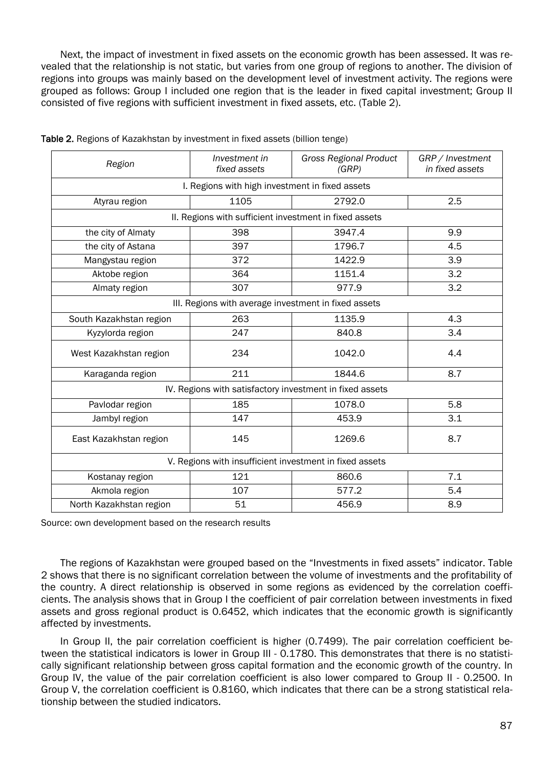Next, the impact of investment in fixed assets on the economic growth has been assessed. It was revealed that the relationship is not static, but varies from one group of regions to another. The division of regions into groups was mainly based on the development level of investment activity. The regions were grouped as follows: Group I included one region that is the leader in fixed capital investment; Group II consisted of five regions with sufficient investment in fixed assets, etc. (Table 2).

**Table 2.** Regions of Kazakhstan by investment in fixed assets (billion tenge)

| *Region* | *Investment in fixed assets* | *Gross Regional Product (GRP)* | *GRP / Investment in fixed assets* |
|---|---|---|---|
| I. Regions with high investment in fixed assets | | | |
| Atyrau region | 1105 | 2792.0 | 2.5 |
| II. Regions with sufficient investment in fixed assets | | | |
| the city of Almaty | 398 | 3947.4 | 9.9 |
| the city of Astana | 397 | 1796.7 | 4.5 |
| Mangystau region | 372 | 1422.9 | 3.9 |
| Aktobe region | 364 | 1151.4 | 3.2 |
| Almaty region | 307 | 977.9 | 3.2 |
| III. Regions with average investment in fixed assets | | | |
| South Kazakhstan region | 263 | 1135.9 | 4.3 |
| Kyzylorda region | 247 | 840.8 | 3.4 |
| West Kazakhstan region | 234 | 1042.0 | 4.4 |
| Karaganda region | 211 | 1844.6 | 8.7 |
| IV. Regions with satisfactory investment in fixed assets | | | |
| Pavlodar region | 185 | 1078.0 | 5.8 |
| Jambyl region | 147 | 453.9 | 3.1 |
| East Kazakhstan region | 145 | 1269.6 | 8.7 |
| V. Regions with insufficient investment in fixed assets | | | |
| Kostanay region | 121 | 860.6 | 7.1 |
| Akmola region | 107 | 577.2 | 5.4 |
| North Kazakhstan region | 51 | 456.9 | 8.9 |

Source: own development based on the research results

The regions of Kazakhstan were grouped based on the "Investments in fixed assets" indicator. Table 2 shows that there is no significant correlation between the volume of investments and the profitability of the country. A direct relationship is observed in some regions as evidenced by the correlation coefficients. The analysis shows that in Group I the coefficient of pair correlation between investments in fixed assets and gross regional product is 0.6452, which indicates that the economic growth is significantly affected by investments.

In Group II, the pair correlation coefficient is higher (0.7499). The pair correlation coefficient between the statistical indicators is lower in Group III - 0.1780. This demonstrates that there is no statistically significant relationship between gross capital formation and the economic growth of the country. In Group IV, the value of the pair correlation coefficient is also lower compared to Group II - 0.2500. In Group V, the correlation coefficient is 0.8160, which indicates that there can be a strong statistical relationship between the studied indicators.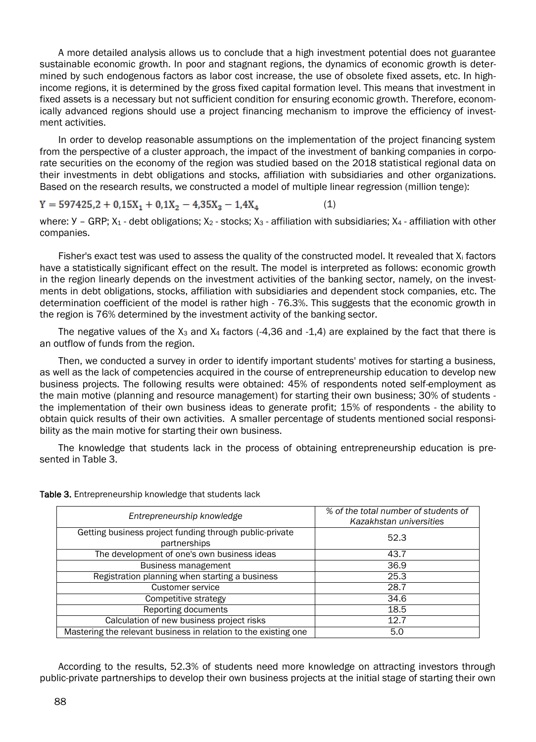A more detailed analysis allows us to conclude that a high investment potential does not guarantee sustainable economic growth. In poor and stagnant regions, the dynamics of economic growth is determined by such endogenous factors as labor cost increase, the use of obsolete fixed assets, etc. In high-income regions, it is determined by the gross fixed capital formation level. This means that investment in fixed assets is a necessary but not sufficient condition for ensuring economic growth. Therefore, economically advanced regions should use a project financing mechanism to improve the efficiency of investment activities.

In order to develop reasonable assumptions on the implementation of the project financing system from the perspective of a cluster approach, the impact of the investment of banking companies in corporate securities on the economy of the region was studied based on the 2018 statistical regional data on their investments in debt obligations and stocks, affiliation with subsidiaries and other organizations. Based on the research results, we constructed a model of multiple linear regression (million tenge):

$$Y = 597425{,}2 + 0{,}15X_1 + 0{,}1X_2 - 4{,}35X_3 - 1{,}4X_4 \qquad (1)$$

where: У – GRP; $X_1$ - debt obligations; $X_2$ - stocks; $X_3$ - affiliation with subsidiaries; $X_4$ - affiliation with other companies.

Fisher's exact test was used to assess the quality of the constructed model. It revealed that $X_i$ factors have a statistically significant effect on the result. The model is interpreted as follows: economic growth in the region linearly depends on the investment activities of the banking sector, namely, on the investments in debt obligations, stocks, affiliation with subsidiaries and dependent stock companies, etc. The determination coefficient of the model is rather high - 76.3%. This suggests that the economic growth in the region is 76% determined by the investment activity of the banking sector.

The negative values of the $X_3$ and $X_4$ factors (-4,36 and -1,4) are explained by the fact that there is an outflow of funds from the region.

Then, we conducted a survey in order to identify important students' motives for starting a business, as well as the lack of competencies acquired in the course of entrepreneurship education to develop new business projects. The following results were obtained: 45% of respondents noted self-employment as the main motive (planning and resource management) for starting their own business; 30% of students - the implementation of their own business ideas to generate profit; 15% of respondents - the ability to obtain quick results of their own activities. A smaller percentage of students mentioned social responsibility as the main motive for starting their own business.

The knowledge that students lack in the process of obtaining entrepreneurship education is presented in Table 3.

**Table 3.** Entrepreneurship knowledge that students lack

| *Entrepreneurship knowledge* | *% of the total number of students of Kazakhstan universities* |
|---|---|
| Getting business project funding through public-private partnerships | 52.3 |
| The development of one's own business ideas | 43.7 |
| Business management | 36.9 |
| Registration planning when starting a business | 25.3 |
| Customer service | 28.7 |
| Competitive strategy | 34.6 |
| Reporting documents | 18.5 |
| Calculation of new business project risks | 12.7 |
| Mastering the relevant business in relation to the existing one | 5.0 |

According to the results, 52.3% of students need more knowledge on attracting investors through public-private partnerships to develop their own business projects at the initial stage of starting their own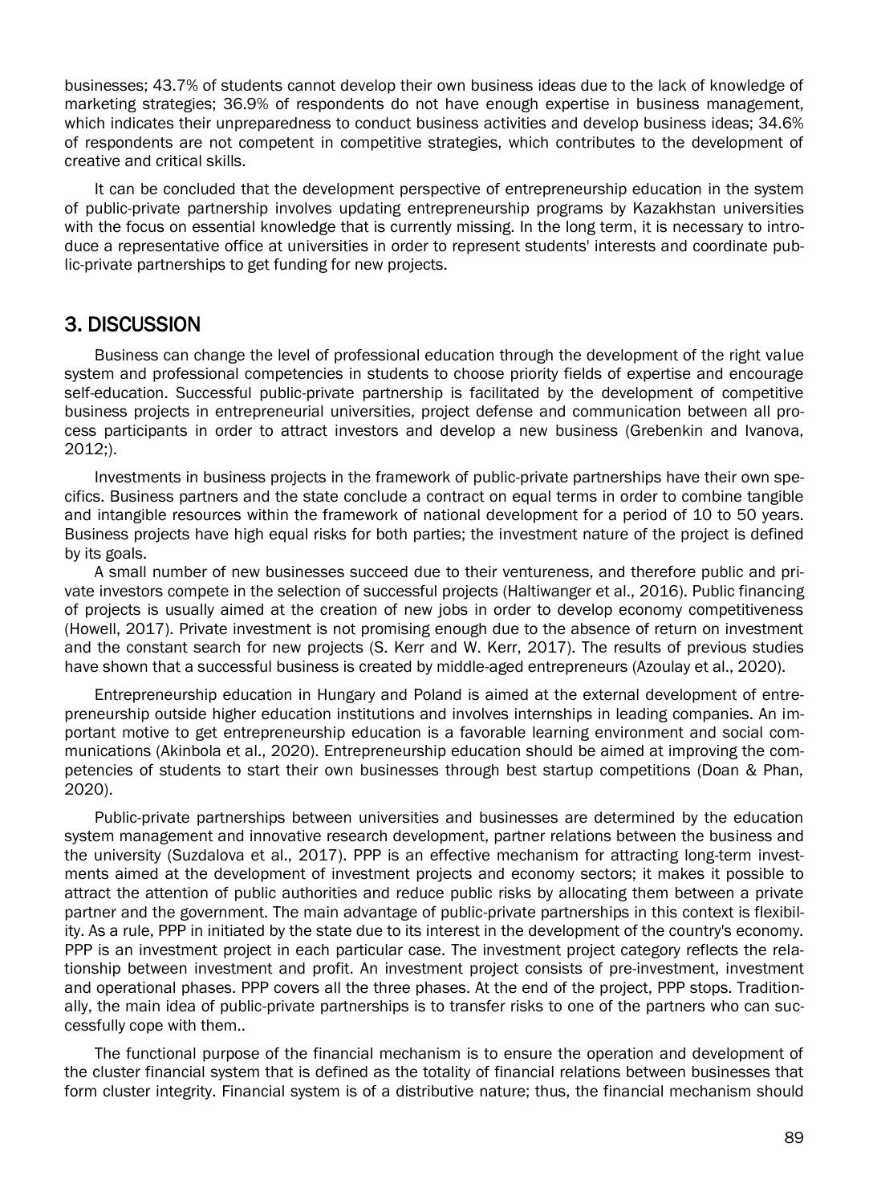businesses; 43.7% of students cannot develop their own business ideas due to the lack of knowledge of marketing strategies; 36.9% of respondents do not have enough expertise in business management, which indicates their unpreparedness to conduct business activities and develop business ideas; 34.6% of respondents are not competent in competitive strategies, which contributes to the development of creative and critical skills.

It can be concluded that the development perspective of entrepreneurship education in the system of public-private partnership involves updating entrepreneurship programs by Kazakhstan universities with the focus on essential knowledge that is currently missing. In the long term, it is necessary to introduce a representative office at universities in order to represent students' interests and coordinate public-private partnerships to get funding for new projects.

## 3. DISCUSSION

Business can change the level of professional education through the development of the right value system and professional competencies in students to choose priority fields of expertise and encourage self-education. Successful public-private partnership is facilitated by the development of competitive business projects in entrepreneurial universities, project defense and communication between all process participants in order to attract investors and develop a new business (Grebenkin and Ivanova, 2012;).

Investments in business projects in the framework of public-private partnerships have their own specifics. Business partners and the state conclude a contract on equal terms in order to combine tangible and intangible resources within the framework of national development for a period of 10 to 50 years. Business projects have high equal risks for both parties; the investment nature of the project is defined by its goals.

A small number of new businesses succeed due to their ventureness, and therefore public and private investors compete in the selection of successful projects (Haltiwanger et al., 2016). Public financing of projects is usually aimed at the creation of new jobs in order to develop economy competitiveness (Howell, 2017). Private investment is not promising enough due to the absence of return on investment and the constant search for new projects (S. Kerr and W. Kerr, 2017). The results of previous studies have shown that a successful business is created by middle-aged entrepreneurs (Azoulay et al., 2020).

Entrepreneurship education in Hungary and Poland is aimed at the external development of entrepreneurship outside higher education institutions and involves internships in leading companies. An important motive to get entrepreneurship education is a favorable learning environment and social communications (Akinbola et al., 2020). Entrepreneurship education should be aimed at improving the competencies of students to start their own businesses through best startup competitions (Doan & Phan, 2020).

Public-private partnerships between universities and businesses are determined by the education system management and innovative research development, partner relations between the business and the university (Suzdalova et al., 2017). PPP is an effective mechanism for attracting long-term investments aimed at the development of investment projects and economy sectors; it makes it possible to attract the attention of public authorities and reduce public risks by allocating them between a private partner and the government. The main advantage of public-private partnerships in this context is flexibility. As a rule, PPP in initiated by the state due to its interest in the development of the country's economy. PPP is an investment project in each particular case. The investment project category reflects the relationship between investment and profit. An investment project consists of pre-investment, investment and operational phases. PPP covers all the three phases. At the end of the project, PPP stops. Traditionally, the main idea of public-private partnerships is to transfer risks to one of the partners who can successfully cope with them..

The functional purpose of the financial mechanism is to ensure the operation and development of the cluster financial system that is defined as the totality of financial relations between businesses that form cluster integrity. Financial system is of a distributive nature; thus, the financial mechanism should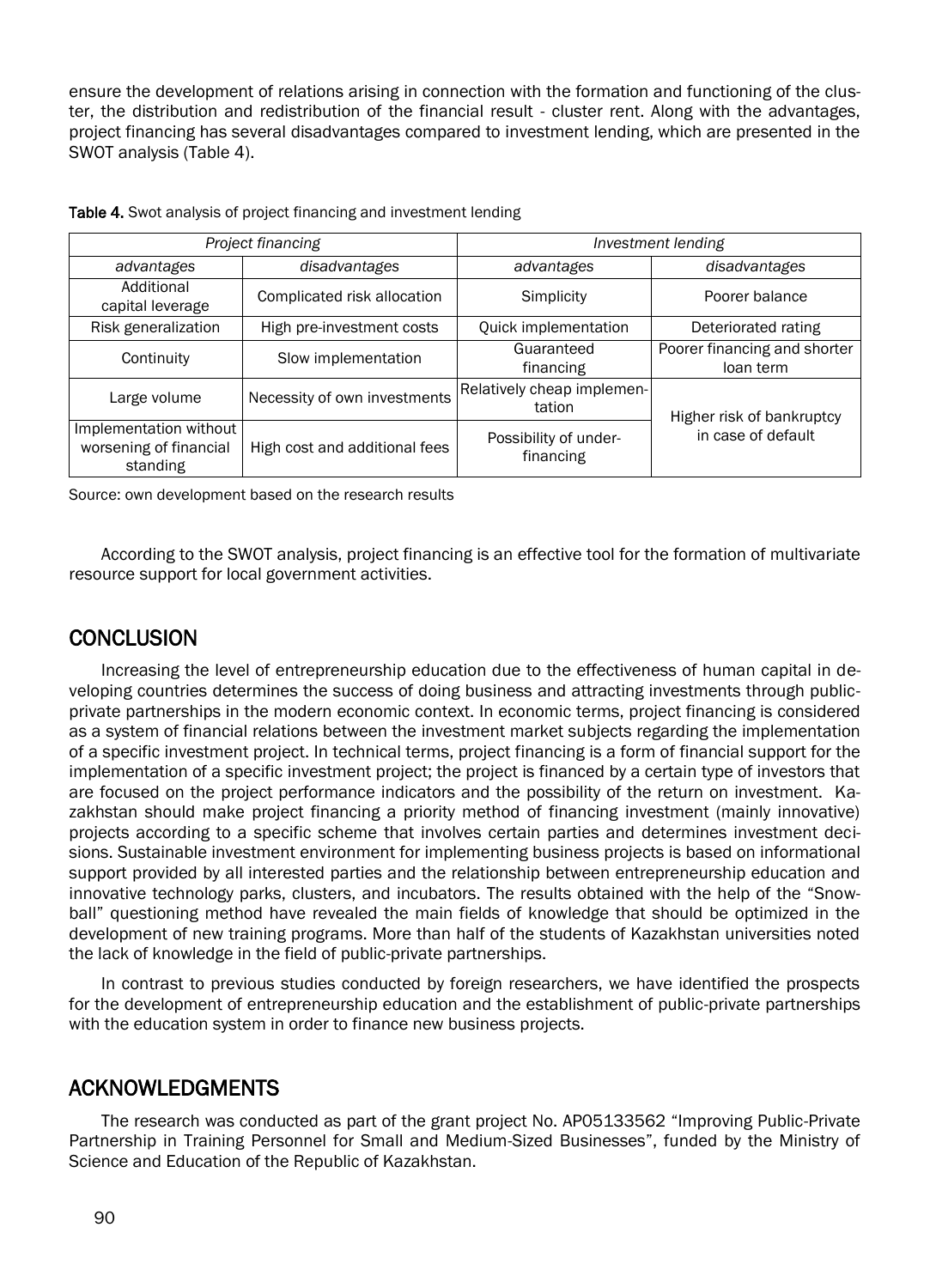ensure the development of relations arising in connection with the formation and functioning of the cluster, the distribution and redistribution of the financial result - cluster rent. Along with the advantages, project financing has several disadvantages compared to investment lending, which are presented in the SWOT analysis (Table 4).

**Table 4.** Swot analysis of project financing and investment lending

| *Project financing* | | *Investment lending* | |
|---|---|---|---|
| *advantages* | *disadvantages* | *advantages* | *disadvantages* |
| Additional capital leverage | Complicated risk allocation | Simplicity | Poorer balance |
| Risk generalization | High pre-investment costs | Quick implementation | Deteriorated rating |
| Continuity | Slow implementation | Guaranteed financing | Poorer financing and shorter loan term |
| Large volume | Necessity of own investments | Relatively cheap implementation | Higher risk of bankruptcy in case of default |
| Implementation without worsening of financial standing | High cost and additional fees | Possibility of under-financing | |

Source: own development based on the research results

According to the SWOT analysis, project financing is an effective tool for the formation of multivariate resource support for local government activities.

## CONCLUSION

Increasing the level of entrepreneurship education due to the effectiveness of human capital in developing countries determines the success of doing business and attracting investments through public-private partnerships in the modern economic context. In economic terms, project financing is considered as a system of financial relations between the investment market subjects regarding the implementation of a specific investment project. In technical terms, project financing is a form of financial support for the implementation of a specific investment project; the project is financed by a certain type of investors that are focused on the project performance indicators and the possibility of the return on investment. Kazakhstan should make project financing a priority method of financing investment (mainly innovative) projects according to a specific scheme that involves certain parties and determines investment decisions. Sustainable investment environment for implementing business projects is based on informational support provided by all interested parties and the relationship between entrepreneurship education and innovative technology parks, clusters, and incubators. The results obtained with the help of the "Snowball" questioning method have revealed the main fields of knowledge that should be optimized in the development of new training programs. More than half of the students of Kazakhstan universities noted the lack of knowledge in the field of public-private partnerships.

In contrast to previous studies conducted by foreign researchers, we have identified the prospects for the development of entrepreneurship education and the establishment of public-private partnerships with the education system in order to finance new business projects.

## ACKNOWLEDGMENTS

The research was conducted as part of the grant project No. AP05133562 "Improving Public-Private Partnership in Training Personnel for Small and Medium-Sized Businesses", funded by the Ministry of Science and Education of the Republic of Kazakhstan.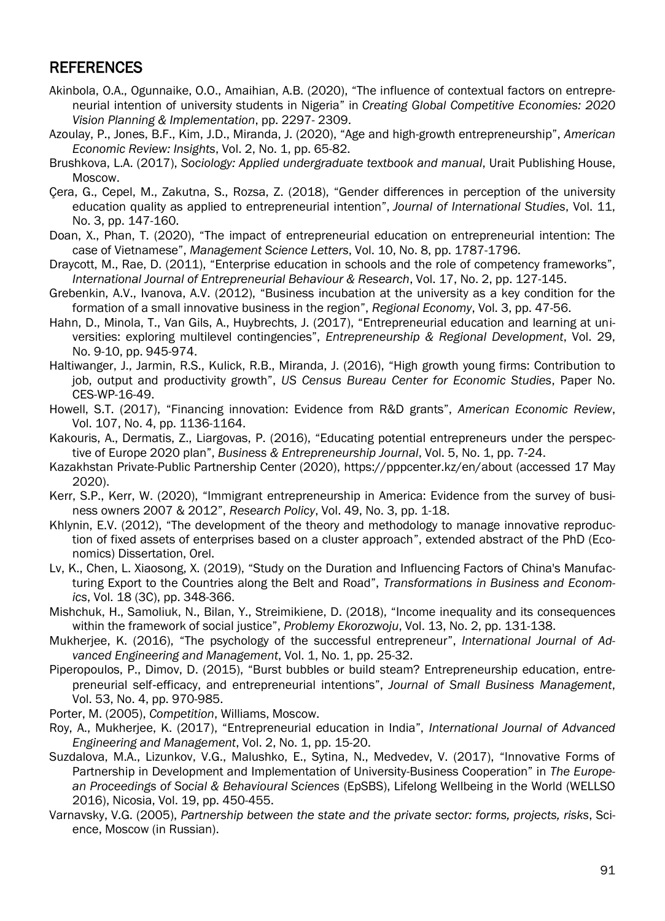## REFERENCES

Akinbola, O.A., Ogunnaike, O.O., Amaihian, A.B. (2020), "The influence of contextual factors on entrepreneurial intention of university students in Nigeria" in *Creating Global Competitive Economies: 2020 Vision Planning & Implementation*, pp. 2297- 2309.

Azoulay, P., Jones, B.F., Kim, J.D., Miranda, J. (2020), "Age and high-growth entrepreneurship", *American Economic Review: Insights*, Vol. 2, No. 1, pp. 65-82.

Brushkova, L.A. (2017), *Sociology: Applied undergraduate textbook and manual*, Urait Publishing House, Moscow.

Çera, G., Cepel, M., Zakutna, S., Rozsa, Z. (2018), "Gender differences in perception of the university education quality as applied to entrepreneurial intention", *Journal of International Studies*, Vol. 11, No. 3, pp. 147-160.

Doan, X., Phan, T. (2020), "The impact of entrepreneurial education on entrepreneurial intention: The case of Vietnamese", *Management Science Letters*, Vol. 10, No. 8, pp. 1787-1796.

Draycott, M., Rae, D. (2011), "Enterprise education in schools and the role of competency frameworks", *International Journal of Entrepreneurial Behaviour & Research*, Vol. 17, No. 2, pp. 127-145.

Grebenkin, A.V., Ivanova, A.V. (2012), "Business incubation at the university as a key condition for the formation of a small innovative business in the region", *Regional Economy*, Vol. 3, pp. 47-56.

Hahn, D., Minola, T., Van Gils, A., Huybrechts, J. (2017), "Entrepreneurial education and learning at universities: exploring multilevel contingencies", *Entrepreneurship & Regional Development*, Vol. 29, No. 9-10, pp. 945-974.

Haltiwanger, J., Jarmin, R.S., Kulick, R.B., Miranda, J. (2016), "High growth young firms: Contribution to job, output and productivity growth", *US Census Bureau Center for Economic Studies*, Paper No. CES-WP-16-49.

Howell, S.T. (2017), "Financing innovation: Evidence from R&D grants", *American Economic Review*, Vol. 107, No. 4, pp. 1136-1164.

Kakouris, A., Dermatis, Z., Liargovas, P. (2016), "Educating potential entrepreneurs under the perspective of Europe 2020 plan", *Business & Entrepreneurship Journal*, Vol. 5, No. 1, pp. 7-24.

Kazakhstan Private-Public Partnership Center (2020), https://pppcenter.kz/en/about (accessed 17 May 2020).

Kerr, S.P., Kerr, W. (2020), "Immigrant entrepreneurship in America: Evidence from the survey of business owners 2007 & 2012", *Research Policy*, Vol. 49, No. 3, pp. 1-18.

Khlynin, E.V. (2012), "The development of the theory and methodology to manage innovative reproduction of fixed assets of enterprises based on a cluster approach", extended abstract of the PhD (Economics) Dissertation, Orel.

Lv, K., Chen, L. Xiaosong, X. (2019), "Study on the Duration and Influencing Factors of China's Manufacturing Export to the Countries along the Belt and Road", *Transformations in Business and Economics*, Vol. 18 (3C), pp. 348-366.

Mishchuk, H., Samoliuk, N., Bilan, Y., Streimikiene, D. (2018), "Income inequality and its consequences within the framework of social justice", *Problemy Ekorozwoju*, Vol. 13, No. 2, pp. 131-138.

Mukherjee, K. (2016), "The psychology of the successful entrepreneur", *International Journal of Advanced Engineering and Management*, Vol. 1, No. 1, pp. 25-32.

Piperopoulos, P., Dimov, D. (2015), "Burst bubbles or build steam? Entrepreneurship education, entrepreneurial self-efficacy, and entrepreneurial intentions", *Journal of Small Business Management*, Vol. 53, No. 4, pp. 970-985.

Porter, M. (2005), *Competition*, Williams, Moscow.

Roy, A., Mukherjee, K. (2017), "Entrepreneurial education in India", *International Journal of Advanced Engineering and Management*, Vol. 2, No. 1, pp. 15-20.

Suzdalova, M.A., Lizunkov, V.G., Malushko, E., Sytina, N., Medvedev, V. (2017), "Innovative Forms of Partnership in Development and Implementation of University-Business Cooperation" in *The European Proceedings of Social & Behavioural Sciences* (EpSBS), Lifelong Wellbeing in the World (WELLSO 2016), Nicosia, Vol. 19, pp. 450-455.

Varnavsky, V.G. (2005), *Partnership between the state and the private sector: forms, projects, risks*, Science, Moscow (in Russian).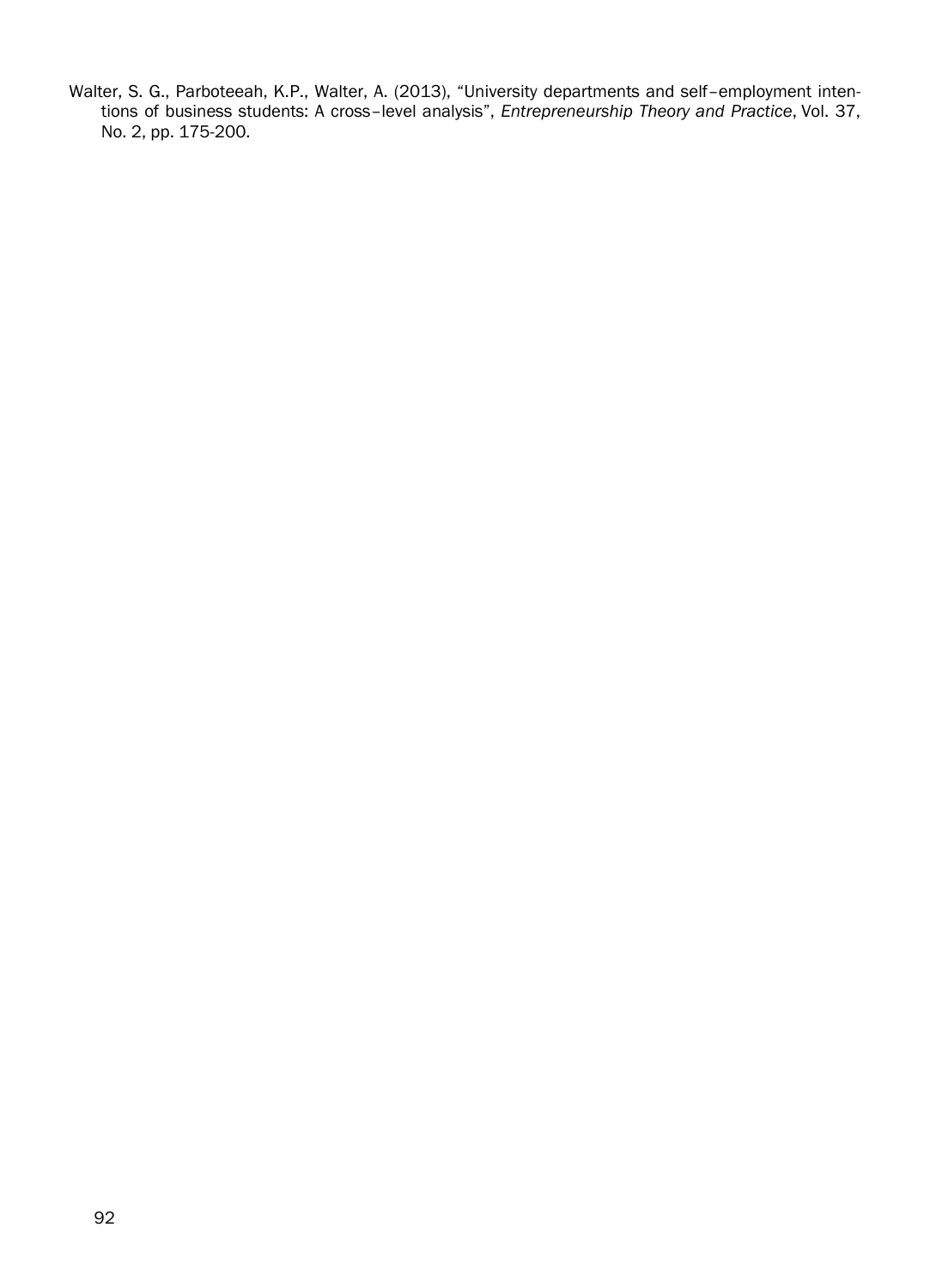Walter, S. G., Parboteeah, K.P., Walter, A. (2013), "University departments and self–employment intentions of business students: A cross–level analysis", *Entrepreneurship Theory and Practice*, Vol. 37, No. 2, pp. 175-200.